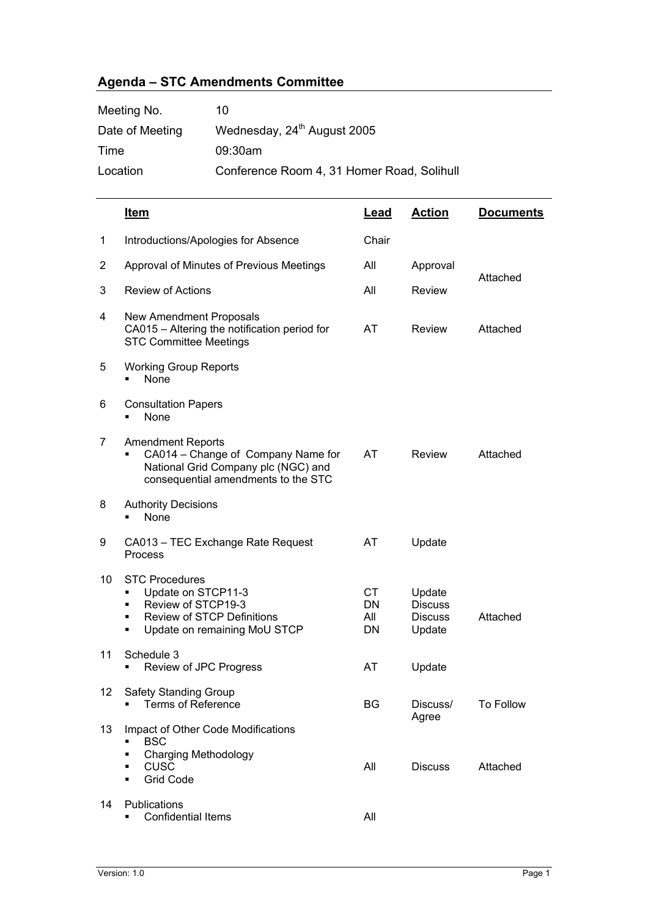## Agenda – STC Amendments Committee

| | |
|---|---|
| Meeting No. | 10 |
| Date of Meeting | Wednesday, 24th August 2005 |
| Time | 09:30am |
| Location | Conference Room 4, 31 Homer Road, Solihull |

| | Item | Lead | Action | Documents |
|---|---|---|---|---|
| 1 | Introductions/Apologies for Absence | Chair | | |
| 2 | Approval of Minutes of Previous Meetings | All | Approval | Attached |
| 3 | Review of Actions | All | Review | |
| 4 | New Amendment Proposals<br>CA015 – Altering the notification period for STC Committee Meetings | AT | Review | Attached |
| 5 | Working Group Reports<br>▪ None | | | |
| 6 | Consultation Papers<br>▪ None | | | |
| 7 | Amendment Reports<br>▪ CA014 – Change of Company Name for National Grid Company plc (NGC) and consequential amendments to the STC | AT | Review | Attached |
| 8 | Authority Decisions<br>▪ None | | | |
| 9 | CA013 – TEC Exchange Rate Request Process | AT | Update | |
| 10 | STC Procedures<br>▪ Update on STCP11-3<br>▪ Review of STCP19-3<br>▪ Review of STCP Definitions<br>▪ Update on remaining MoU STCP | CT<br>DN<br>All<br>DN | Update<br>Discuss<br>Discuss<br>Update | Attached |
| 11 | Schedule 3<br>▪ Review of JPC Progress | AT | Update | |
| 12 | Safety Standing Group<br>▪ Terms of Reference | BG | Discuss/ Agree | To Follow |
| 13 | Impact of Other Code Modifications<br>▪ BSC<br>▪ Charging Methodology<br>▪ CUSC<br>▪ Grid Code | All | Discuss | Attached |
| 14 | Publications<br>▪ Confidential Items | All | | |

Version: 1.0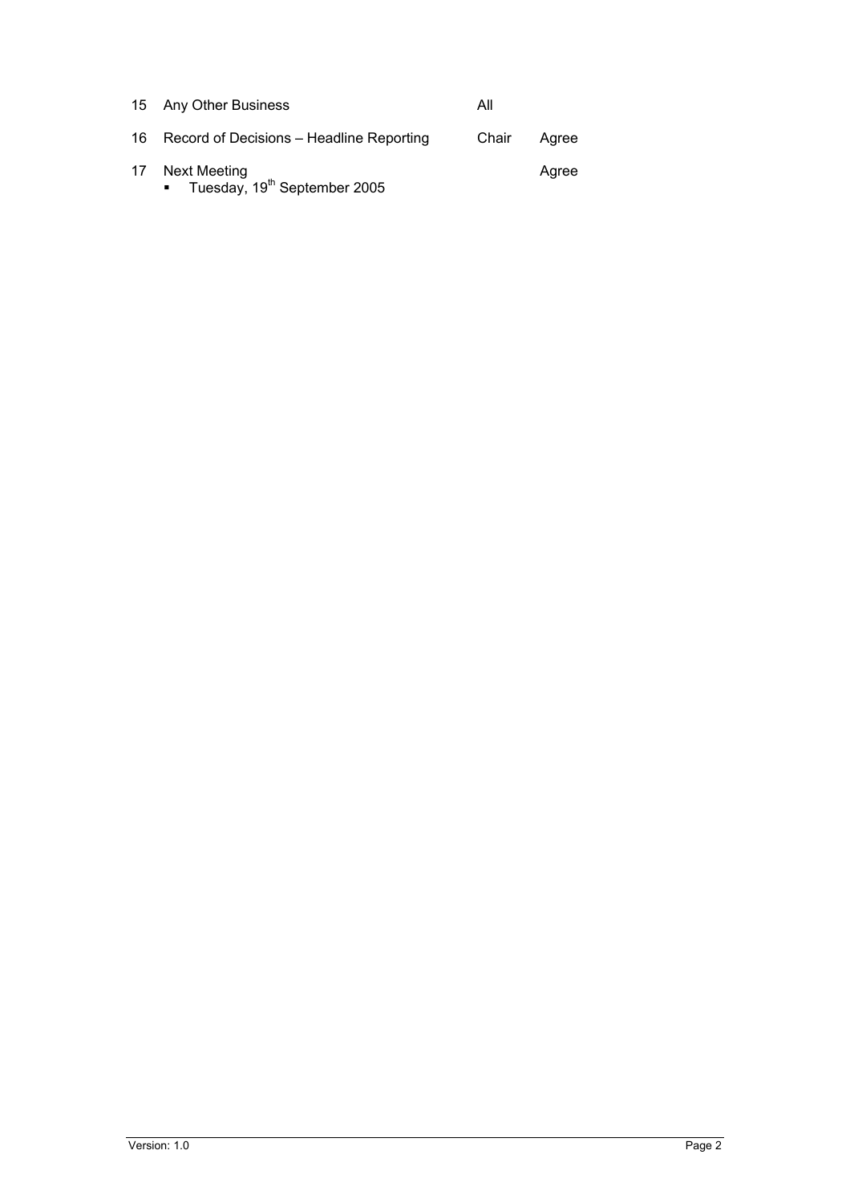| | | | |
|---|---|---|---|
| 15 | Any Other Business | All | |
| 16 | Record of Decisions – Headline Reporting | Chair | Agree |
| 17 | Next Meeting<br>▪ Tuesday, 19th September 2005 | | Agree |